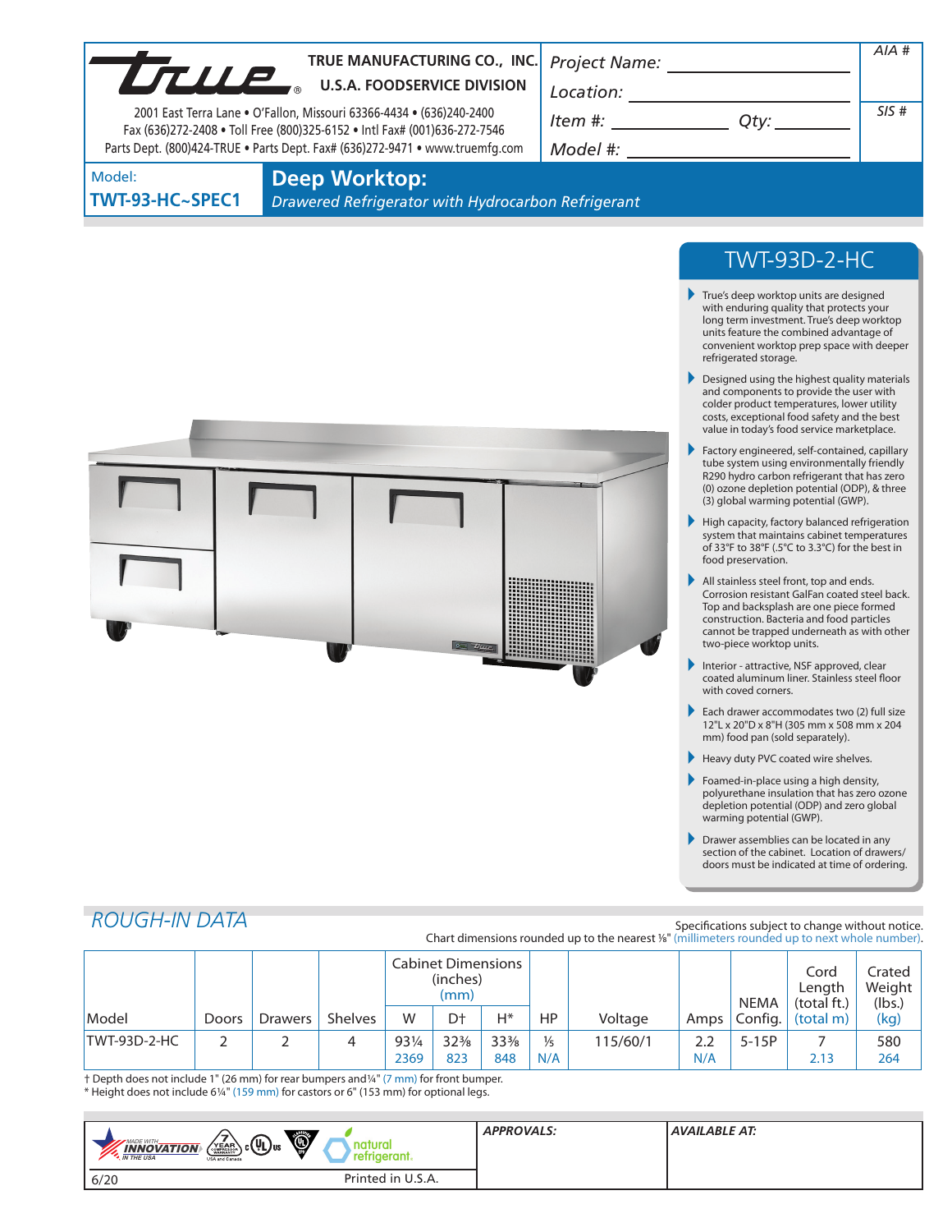**TRUE MANUFACTURING CO., INC.**
**U.S.A. FOODSERVICE DIVISION**

2001 East Terra Lane • O'Fallon, Missouri 63366-4434 • (636)240-2400
Fax (636)272-2408 • Toll Free (800)325-6152 • Intl Fax# (001)636-272-7546
Parts Dept. (800)424-TRUE • Parts Dept. Fax# (636)272-9471 • www.truemfg.com

*Project Name:* ______________________

*Location:* ______________________

*Item #:* ______________ *Qty:* __________

*Model #:* ______________________

*AIA #*

*SIS #*

Model:
**TWT-93-HC~SPEC1**

# Deep Worktop:

*Drawered Refrigerator with Hydrocarbon Refrigerant*

## TWT-93D-2-HC

- True's deep worktop units are designed with enduring quality that protects your long term investment. True's deep worktop units feature the combined advantage of convenient worktop prep space with deeper refrigerated storage.
- Designed using the highest quality materials and components to provide the user with colder product temperatures, lower utility costs, exceptional food safety and the best value in today's food service marketplace.
- Factory engineered, self-contained, capillary tube system using environmentally friendly R290 hydro carbon refrigerant that has zero (0) ozone depletion potential (ODP), & three (3) global warming potential (GWP).
- High capacity, factory balanced refrigeration system that maintains cabinet temperatures of 33°F to 38°F (.5°C to 3.3°C) for the best in food preservation.
- All stainless steel front, top and ends. Corrosion resistant GalFan coated steel back. Top and backsplash are one piece formed construction. Bacteria and food particles cannot be trapped underneath as with other two-piece worktop units.
- Interior - attractive, NSF approved, clear coated aluminum liner. Stainless steel floor with coved corners.
- Each drawer accommodates two (2) full size 12"L x 20"D x 8"H (305 mm x 508 mm x 204 mm) food pan (sold separately).
- Heavy duty PVC coated wire shelves.
- Foamed-in-place using a high density, polyurethane insulation that has zero ozone depletion potential (ODP) and zero global warming potential (GWP).
- Drawer assemblies can be located in any section of the cabinet. Location of drawers/ doors must be indicated at time of ordering.

## *ROUGH-IN DATA*

Specifications subject to change without notice.
Chart dimensions rounded up to the nearest ⅛" (millimeters rounded up to next whole number).

| Model | Doors | Drawers | Shelves | Cabinet Dimensions (inches) (mm) | | | HP | Voltage | Amps | NEMA Config. | Cord Length (total ft.) (total m) | Crated Weight (lbs.) (kg) |
|---|---|---|---|---|---|---|---|---|---|---|---|---|
| | | | | W | D† | H* | | | | | | |
| TWT-93D-2-HC | 2 | 2 | 4 | 93¼ 2369 | 32⅜ 823 | 33⅜ 848 | ⅓ N/A | 115/60/1 | 2.2 N/A | 5-15P | 7 2.13 | 580 264 |

† Depth does not include 1" (26 mm) for rear bumpers and ¼" (7 mm) for front bumper.
* Height does not include 6¼" (159 mm) for castors or 6" (153 mm) for optional legs.

MADE WITH INNOVATION IN THE USA | 7 YEAR COMPRESSOR WARRANTY USA and Canada | c UL us | natural refrigerant.

*APPROVALS:*

*AVAILABLE AT:*

6/20 Printed in U.S.A.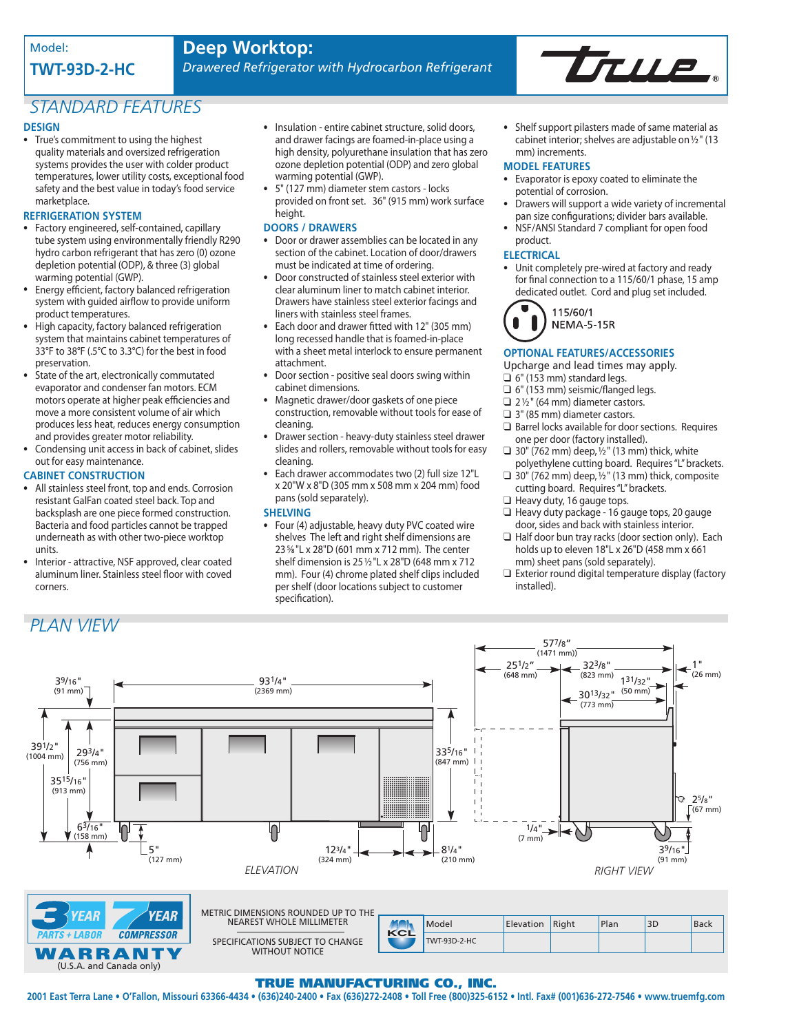Model:

# TWT-93D-2-HC

## Deep Worktop:

*Drawered Refrigerator with Hydrocarbon Refrigerant*

## STANDARD FEATURES

### DESIGN

- True's commitment to using the highest quality materials and oversized refrigeration systems provides the user with colder product temperatures, lower utility costs, exceptional food safety and the best value in today's food service marketplace.

### REFRIGERATION SYSTEM

- Factory engineered, self-contained, capillary tube system using environmentally friendly R290 hydro carbon refrigerant that has zero (0) ozone depletion potential (ODP), & three (3) global warming potential (GWP).
- Energy efficient, factory balanced refrigeration system with guided airflow to provide uniform product temperatures.
- High capacity, factory balanced refrigeration system that maintains cabinet temperatures of 33°F to 38°F (.5°C to 3.3°C) for the best in food preservation.
- State of the art, electronically commutated evaporator and condenser fan motors. ECM motors operate at higher peak efficiencies and move a more consistent volume of air which produces less heat, reduces energy consumption and provides greater motor reliability.
- Condensing unit access in back of cabinet, slides out for easy maintenance.

### CABINET CONSTRUCTION

- All stainless steel front, top and ends. Corrosion resistant GalFan coated steel back. Top and backsplash are one piece formed construction. Bacteria and food particles cannot be trapped underneath as with other two-piece worktop units.
- Interior - attractive, NSF approved, clear coated aluminum liner. Stainless steel floor with coved corners.
- Insulation - entire cabinet structure, solid doors, and drawer facings are foamed-in-place using a high density, polyurethane insulation that has zero ozone depletion potential (ODP) and zero global warming potential (GWP).
- 5" (127 mm) diameter stem castors - locks provided on front set. 36" (915 mm) work surface height.

### DOORS / DRAWERS

- Door or drawer assemblies can be located in any section of the cabinet. Location of door/drawers must be indicated at time of ordering.
- Door constructed of stainless steel exterior with clear aluminum liner to match cabinet interior. Drawers have stainless steel exterior facings and liners with stainless steel frames.
- Each door and drawer fitted with 12" (305 mm) long recessed handle that is foamed-in-place with a sheet metal interlock to ensure permanent attachment.
- Door section - positive seal doors swing within cabinet dimensions.
- Magnetic drawer/door gaskets of one piece construction, removable without tools for ease of cleaning.
- Drawer section - heavy-duty stainless steel drawer slides and rollers, removable without tools for easy cleaning.
- Each drawer accommodates two (2) full size 12"L x 20"W x 8"D (305 mm x 508 mm x 204 mm) food pans (sold separately).

### SHELVING

- Four (4) adjustable, heavy duty PVC coated wire shelves The left and right shelf dimensions are 23⅝"L x 28"D (601 mm x 712 mm). The center shelf dimension is 25½"L x 28"D (648 mm x 712 mm). Four (4) chrome plated shelf clips included per shelf (door locations subject to customer specification).
- Shelf support pilasters made of same material as cabinet interior; shelves are adjustable on ½" (13 mm) increments.

### MODEL FEATURES

- Evaporator is epoxy coated to eliminate the potential of corrosion.
- Drawers will support a wide variety of incremental pan size configurations; divider bars available.
- NSF/ANSI Standard 7 compliant for open food product.

### ELECTRICAL

- Unit completely pre-wired at factory and ready for final connection to a 115/60/1 phase, 15 amp dedicated outlet. Cord and plug set included.

115/60/1
NEMA-5-15R

### OPTIONAL FEATURES/ACCESSORIES

Upcharge and lead times may apply.

- ❑ 6" (153 mm) standard legs.
- ❑ 6" (153 mm) seismic/flanged legs.
- ❑ 2½" (64 mm) diameter castors.
- ❑ 3" (85 mm) diameter castors.
- ❑ Barrel locks available for door sections. Requires one per door (factory installed).
- ❑ 30" (762 mm) deep, ½" (13 mm) thick, white polyethylene cutting board. Requires "L" brackets.
- ❑ 30" (762 mm) deep, ½" (13 mm) thick, composite cutting board. Requires "L" brackets.
- ❑ Heavy duty, 16 gauge tops.
- ❑ Heavy duty package - 16 gauge tops, 20 gauge door, sides and back with stainless interior.
- ❑ Half door bun tray racks (door section only). Each holds up to eleven 18"L x 26"D (458 mm x 661 mm) sheet pans (sold separately).
- ❑ Exterior round digital temperature display (factory installed).

## PLAN VIEW

3⁹⁄₁₆" (91 mm)
93¼" (2369 mm)
39½" (1004 mm)
29¾" (756 mm)
35¹⁵⁄₁₆" (913 mm)
6³⁄₁₆" (158 mm)
5" (127 mm)
12¾" (324 mm)
8¼" (210 mm)
33⁵⁄₁₆" (847 mm)

ELEVATION

57⅞" (1471 mm)
25½" (648 mm)
32⅜" (823 mm)
1" (26 mm)
1³¹⁄₃₂" (50 mm)
30¹³⁄₃₂" (773 mm)
2⅝" (67 mm)
¼" (7 mm)
3⁹⁄₁₆" (91 mm)

RIGHT VIEW

3 YEAR PARTS + LABOR
7 YEAR COMPRESSOR
WARRANTY (U.S.A. and Canada only)

METRIC DIMENSIONS ROUNDED UP TO THE NEAREST WHOLE MILLIMETER

SPECIFICATIONS SUBJECT TO CHANGE WITHOUT NOTICE

| Model | Elevation | Right | Plan | 3D | Back |
|---|---|---|---|---|---|
| TWT-93D-2-HC | | | | | |

**TRUE MANUFACTURING CO., INC.**

2001 East Terra Lane • O'Fallon, Missouri 63366-4434 • (636)240-2400 • Fax (636)272-2408 • Toll Free (800)325-6152 • Intl. Fax# (001)636-272-7546 • www.truemfg.com